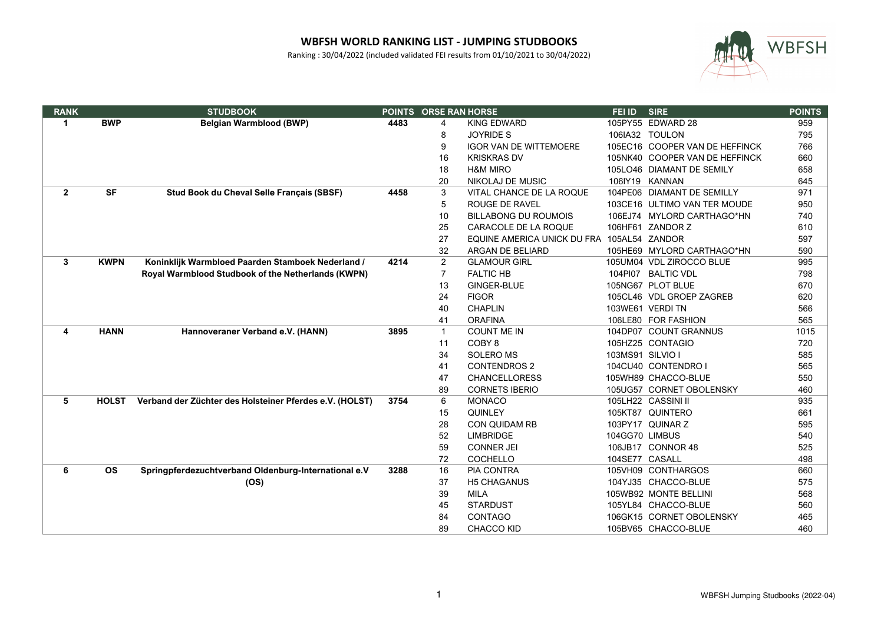# WBFSH WORLD RANKING LIST - JUMPING STUDBOOKS

Ranking : 30/04/2022 (included validated FEI results from 01/10/2021 to 30/04/2022)

| RANK | | STUDBOOK | POINTS | HORSE RANK | HORSE | FEI ID | SIRE | POINTS |
|---|---|---|---|---|---|---|---|---|
| 1 | BWP | Belgian Warmblood (BWP) | 4483 | 4 | KING EDWARD | 105PY55 | EDWARD 28 | 959 |
| | | | | 8 | JOYRIDE S | 106IA32 | TOULON | 795 |
| | | | | 9 | IGOR VAN DE WITTEMOERE | 105EC16 | COOPER VAN DE HEFFINCK | 766 |
| | | | | 16 | KRISKRAS DV | 105NK40 | COOPER VAN DE HEFFINCK | 660 |
| | | | | 18 | H&M MIRO | 105LO46 | DIAMANT DE SEMILY | 658 |
| | | | | 20 | NIKOLAJ DE MUSIC | 106IY19 | KANNAN | 645 |
| 2 | SF | Stud Book du Cheval Selle Français (SBSF) | 4458 | 3 | VITAL CHANCE DE LA ROQUE | 104PE06 | DIAMANT DE SEMILLY | 971 |
| | | | | 5 | ROUGE DE RAVEL | 103CE16 | ULTIMO VAN TER MOUDE | 950 |
| | | | | 10 | BILLABONG DU ROUMOIS | 106EJ74 | MYLORD CARTHAGO*HN | 740 |
| | | | | 25 | CARACOLE DE LA ROQUE | 106HF61 | ZANDOR Z | 610 |
| | | | | 27 | EQUINE AMERICA UNICK DU FRA | 105AL54 | ZANDOR | 597 |
| | | | | 32 | ARGAN DE BELIARD | 105HE69 | MYLORD CARTHAGO*HN | 590 |
| 3 | KWPN | Koninklijk Warmbloed Paarden Stamboek Nederland / Royal Warmblood Studbook of the Netherlands (KWPN) | 4214 | 2 | GLAMOUR GIRL | 105UM04 | VDL ZIROCCO BLUE | 995 |
| | | | | 7 | FALTIC HB | 104PI07 | BALTIC VDL | 798 |
| | | | | 13 | GINGER-BLUE | 105NG67 | PLOT BLUE | 670 |
| | | | | 24 | FIGOR | 105CL46 | VDL GROEP ZAGREB | 620 |
| | | | | 40 | CHAPLIN | 103WE61 | VERDI TN | 566 |
| | | | | 41 | ORAFINA | 106LE80 | FOR FASHION | 565 |
| 4 | HANN | Hannoveraner Verband e.V. (HANN) | 3895 | 1 | COUNT ME IN | 104DP07 | COUNT GRANNUS | 1015 |
| | | | | 11 | COBY 8 | 105HZ25 | CONTAGIO | 720 |
| | | | | 34 | SOLERO MS | 103MS91 | SILVIO I | 585 |
| | | | | 41 | CONTENDROS 2 | 104CU40 | CONTENDRO I | 565 |
| | | | | 47 | CHANCELLORESS | 105WH89 | CHACCO-BLUE | 550 |
| | | | | 89 | CORNETS IBERIO | 105UG57 | CORNET OBOLENSKY | 460 |
| 5 | HOLST | Verband der Züchter des Holsteiner Pferdes e.V. (HOLST) | 3754 | 6 | MONACO | 105LH22 | CASSINI II | 935 |
| | | | | 15 | QUINLEY | 105KT87 | QUINTERO | 661 |
| | | | | 28 | CON QUIDAM RB | 103PY17 | QUINAR Z | 595 |
| | | | | 52 | LIMBRIDGE | 104GG70 | LIMBUS | 540 |
| | | | | 59 | CONNER JEI | 106JB17 | CONNOR 48 | 525 |
| | | | | 72 | COCHELLO | 104SE77 | CASALL | 498 |
| 6 | OS | Springpferdezuchtverband Oldenburg-International e.V (OS) | 3288 | 16 | PIA CONTRA | 105VH09 | CONTHARGOS | 660 |
| | | | | 37 | H5 CHAGANUS | 104YJ35 | CHACCO-BLUE | 575 |
| | | | | 39 | MILA | 105WB92 | MONTE BELLINI | 568 |
| | | | | 45 | STARDUST | 105YL84 | CHACCO-BLUE | 560 |
| | | | | 84 | CONTAGO | 106GK15 | CORNET OBOLENSKY | 465 |
| | | | | 89 | CHACCO KID | 105BV65 | CHACCO-BLUE | 460 |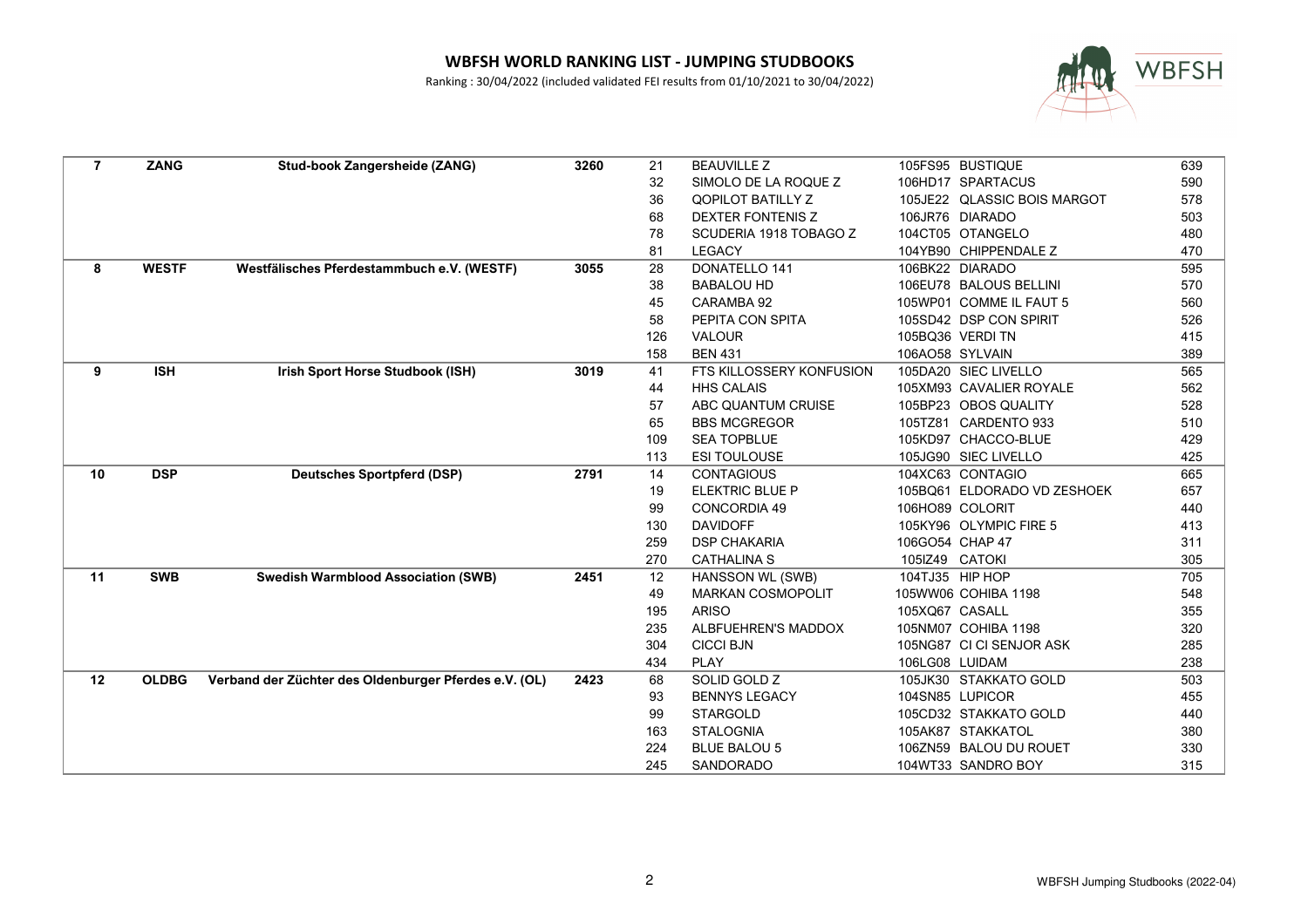**WBFSH WORLD RANKING LIST - JUMPING STUDBOOKS**

Ranking : 30/04/2022 (included validated FEI results from 01/10/2021 to 30/04/2022)

| | | | | | | | | |
|---|---|---|---|---|---|---|---|---|
| **7** | **ZANG** | **Stud-book Zangersheide (ZANG)** | **3260** | 21 | BEAUVILLE Z | 105FS95 | BUSTIQUE | 639 |
| | | | | 32 | SIMOLO DE LA ROQUE Z | 106HD17 | SPARTACUS | 590 |
| | | | | 36 | QOPILOT BATILLY Z | 105JE22 | QLASSIC BOIS MARGOT | 578 |
| | | | | 68 | DEXTER FONTENIS Z | 106JR76 | DIARADO | 503 |
| | | | | 78 | SCUDERIA 1918 TOBAGO Z | 104CT05 | OTANGELO | 480 |
| | | | | 81 | LEGACY | 104YB90 | CHIPPENDALE Z | 470 |
| **8** | **WESTF** | **Westfälisches Pferdestammbuch e.V. (WESTF)** | **3055** | 28 | DONATELLO 141 | 106BK22 | DIARADO | 595 |
| | | | | 38 | BABALOU HD | 106EU78 | BALOUS BELLINI | 570 |
| | | | | 45 | CARAMBA 92 | 105WP01 | COMME IL FAUT 5 | 560 |
| | | | | 58 | PEPITA CON SPITA | 105SD42 | DSP CON SPIRIT | 526 |
| | | | | 126 | VALOUR | 105BQ36 | VERDI TN | 415 |
| | | | | 158 | BEN 431 | 106AO58 | SYLVAIN | 389 |
| **9** | **ISH** | **Irish Sport Horse Studbook (ISH)** | **3019** | 41 | FTS KILLOSSERY KONFUSION | 105DA20 | SIEC LIVELLO | 565 |
| | | | | 44 | HHS CALAIS | 105XM93 | CAVALIER ROYALE | 562 |
| | | | | 57 | ABC QUANTUM CRUISE | 105BP23 | OBOS QUALITY | 528 |
| | | | | 65 | BBS MCGREGOR | 105TZ81 | CARDENTO 933 | 510 |
| | | | | 109 | SEA TOPBLUE | 105KD97 | CHACCO-BLUE | 429 |
| | | | | 113 | ESI TOULOUSE | 105JG90 | SIEC LIVELLO | 425 |
| **10** | **DSP** | **Deutsches Sportpferd (DSP)** | **2791** | 14 | CONTAGIOUS | 104XC63 | CONTAGIO | 665 |
| | | | | 19 | ELEKTRIC BLUE P | 105BQ61 | ELDORADO VD ZESHOEK | 657 |
| | | | | 99 | CONCORDIA 49 | 106HO89 | COLORIT | 440 |
| | | | | 130 | DAVIDOFF | 105KY96 | OLYMPIC FIRE 5 | 413 |
| | | | | 259 | DSP CHAKARIA | 106GO54 | CHAP 47 | 311 |
| | | | | 270 | CATHALINA S | 105IZ49 | CATOKI | 305 |
| **11** | **SWB** | **Swedish Warmblood Association (SWB)** | **2451** | 12 | HANSSON WL (SWB) | 104TJ35 | HIP HOP | 705 |
| | | | | 49 | MARKAN COSMOPOLIT | 105WW06 | COHIBA 1198 | 548 |
| | | | | 195 | ARISO | 105XQ67 | CASALL | 355 |
| | | | | 235 | ALBFUEHREN'S MADDOX | 105NM07 | COHIBA 1198 | 320 |
| | | | | 304 | CICCI BJN | 105NG87 | CI CI SENJOR ASK | 285 |
| | | | | 434 | PLAY | 106LG08 | LUIDAM | 238 |
| **12** | **OLDBG** | **Verband der Züchter des Oldenburger Pferdes e.V. (OL)** | **2423** | 68 | SOLID GOLD Z | 105JK30 | STAKKATO GOLD | 503 |
| | | | | 93 | BENNYS LEGACY | 104SN85 | LUPICOR | 455 |
| | | | | 99 | STARGOLD | 105CD32 | STAKKATO GOLD | 440 |
| | | | | 163 | STALOGNIA | 105AK87 | STAKKATOL | 380 |
| | | | | 224 | BLUE BALOU 5 | 106ZN59 | BALOU DU ROUET | 330 |
| | | | | 245 | SANDORADO | 104WT33 | SANDRO BOY | 315 |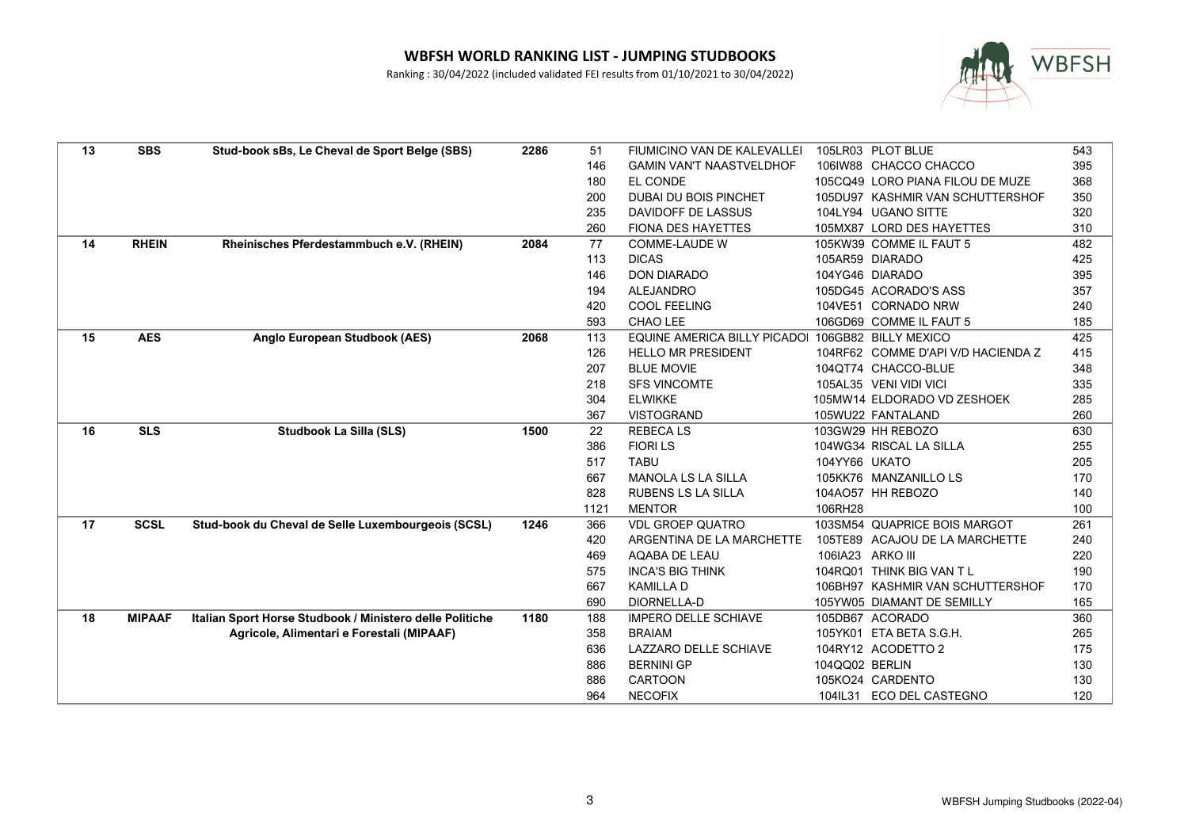# WBFSH WORLD RANKING LIST - JUMPING STUDBOOKS

Ranking : 30/04/2022 (included validated FEI results from 01/10/2021 to 30/04/2022)

| | | | | | | | | |
|---|---|---|---|---|---|---|---|---|
| **13** | **SBS** | **Stud-book sBs, Le Cheval de Sport Belge (SBS)** | **2286** | 51 | FIUMICINO VAN DE KALEVALLEI | 105LR03 | PLOT BLUE | 543 |
| | | | | 146 | GAMIN VAN'T NAASTVELDHOF | 106IW88 | CHACCO CHACCO | 395 |
| | | | | 180 | EL CONDE | 105CQ49 | LORO PIANA FILOU DE MUZE | 368 |
| | | | | 200 | DUBAI DU BOIS PINCHET | 105DU97 | KASHMIR VAN SCHUTTERSHOF | 350 |
| | | | | 235 | DAVIDOFF DE LASSUS | 104LY94 | UGANO SITTE | 320 |
| | | | | 260 | FIONA DES HAYETTES | 105MX87 | LORD DES HAYETTES | 310 |
| **14** | **RHEIN** | **Rheinisches Pferdestammbuch e.V. (RHEIN)** | **2084** | 77 | COMME-LAUDE W | 105KW39 | COMME IL FAUT 5 | 482 |
| | | | | 113 | DICAS | 105AR59 | DIARADO | 425 |
| | | | | 146 | DON DIARADO | 104YG46 | DIARADO | 395 |
| | | | | 194 | ALEJANDRO | 105DG45 | ACORADO'S ASS | 357 |
| | | | | 420 | COOL FEELING | 104VE51 | CORNADO NRW | 240 |
| | | | | 593 | CHAO LEE | 106GD69 | COMME IL FAUT 5 | 185 |
| **15** | **AES** | **Anglo European Studbook (AES)** | **2068** | 113 | EQUINE AMERICA BILLY PICADOI | 106GB82 | BILLY MEXICO | 425 |
| | | | | 126 | HELLO MR PRESIDENT | 104RF62 | COMME D'API V/D HACIENDA Z | 415 |
| | | | | 207 | BLUE MOVIE | 104QT74 | CHACCO-BLUE | 348 |
| | | | | 218 | SFS VINCOMTE | 105AL35 | VENI VIDI VICI | 335 |
| | | | | 304 | ELWIKKE | 105MW14 | ELDORADO VD ZESHOEK | 285 |
| | | | | 367 | VISTOGRAND | 105WU22 | FANTALAND | 260 |
| **16** | **SLS** | **Studbook La Silla (SLS)** | **1500** | 22 | REBECA LS | 103GW29 | HH REBOZO | 630 |
| | | | | 386 | FIORI LS | 104WG34 | RISCAL LA SILLA | 255 |
| | | | | 517 | TABU | 104YY66 | UKATO | 205 |
| | | | | 667 | MANOLA LS LA SILLA | 105KK76 | MANZANILLO LS | 170 |
| | | | | 828 | RUBENS LS LA SILLA | 104AO57 | HH REBOZO | 140 |
| | | | | 1121 | MENTOR | 106RH28 | | 100 |
| **17** | **SCSL** | **Stud-book du Cheval de Selle Luxembourgeois (SCSL)** | **1246** | 366 | VDL GROEP QUATRO | 103SM54 | QUAPRICE BOIS MARGOT | 261 |
| | | | | 420 | ARGENTINA DE LA MARCHETTE | 105TE89 | ACAJOU DE LA MARCHETTE | 240 |
| | | | | 469 | AQABA DE LEAU | 106IA23 | ARKO III | 220 |
| | | | | 575 | INCA'S BIG THINK | 104RQ01 | THINK BIG VAN T L | 190 |
| | | | | 667 | KAMILLA D | 106BH97 | KASHMIR VAN SCHUTTERSHOF | 170 |
| | | | | 690 | DIORNELLA-D | 105YW05 | DIAMANT DE SEMILLY | 165 |
| **18** | **MIPAAF** | **Italian Sport Horse Studbook / Ministero delle Politiche Agricole, Alimentari e Forestali (MIPAAF)** | **1180** | 188 | IMPERO DELLE SCHIAVE | 105DB67 | ACORADO | 360 |
| | | | | 358 | BRAIAM | 105YK01 | ETA BETA S.G.H. | 265 |
| | | | | 636 | LAZZARO DELLE SCHIAVE | 104RY12 | ACODETTO 2 | 175 |
| | | | | 886 | BERNINI GP | 104QQ02 | BERLIN | 130 |
| | | | | 886 | CARTOON | 105KO24 | CARDENTO | 130 |
| | | | | 964 | NECOFIX | 104IL31 | ECO DEL CASTEGNO | 120 |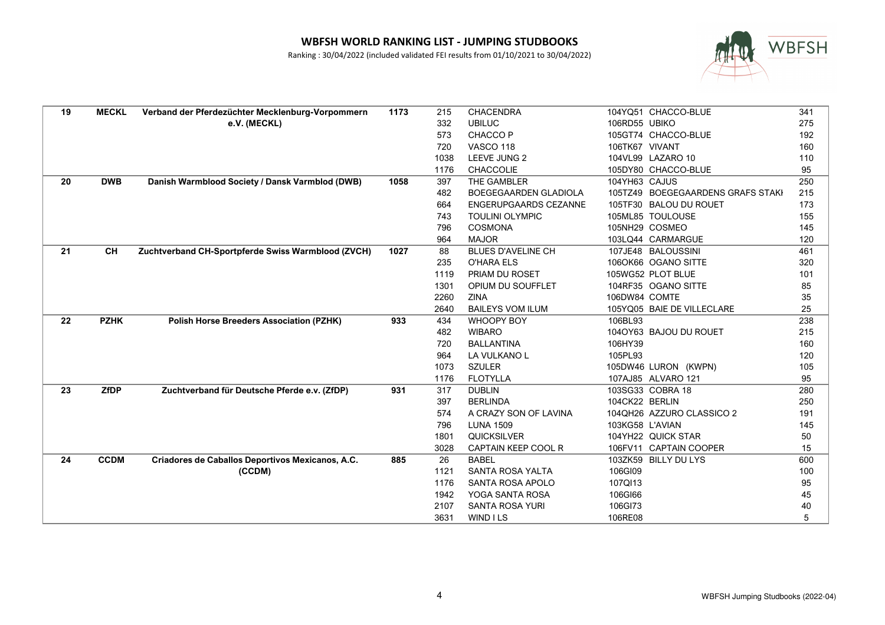# WBFSH WORLD RANKING LIST - JUMPING STUDBOOKS

Ranking : 30/04/2022 (included validated FEI results from 01/10/2021 to 30/04/2022)

| | | | | | | | |
|---|---|---|---|---|---|---|---|
| **19** | **MECKL** | **Verband der Pferdezüchter Mecklenburg-Vorpommern e.V. (MECKL)** | **1173** | 215 | CHACENDRA | 104YQ51 CHACCO-BLUE | 341 |
| | | | | 332 | UBILUC | 106RD55 UBIKO | 275 |
| | | | | 573 | CHACCO P | 105GT74 CHACCO-BLUE | 192 |
| | | | | 720 | VASCO 118 | 106TK67 VIVANT | 160 |
| | | | | 1038 | LEEVE JUNG 2 | 104VL99 LAZARO 10 | 110 |
| | | | | 1176 | CHACCOLIE | 105DY80 CHACCO-BLUE | 95 |
| **20** | **DWB** | **Danish Warmblood Society / Dansk Varmblod (DWB)** | **1058** | 397 | THE GAMBLER | 104YH63 CAJUS | 250 |
| | | | | 482 | BOEGEGAARDEN GLADIOLA | 105TZ49 BOEGEGAARDENS GRAFS STAKI | 215 |
| | | | | 664 | ENGERUPGAARDS CEZANNE | 105TF30 BALOU DU ROUET | 173 |
| | | | | 743 | TOULINI OLYMPIC | 105ML85 TOULOUSE | 155 |
| | | | | 796 | COSMONA | 105NH29 COSMEO | 145 |
| | | | | 964 | MAJOR | 103LQ44 CARMARGUE | 120 |
| **21** | **CH** | **Zuchtverband CH-Sportpferde Swiss Warmblood (ZVCH)** | **1027** | 88 | BLUES D'AVELINE CH | 107JE48 BALOUSSINI | 461 |
| | | | | 235 | O'HARA ELS | 106OK66 OGANO SITTE | 320 |
| | | | | 1119 | PRIAM DU ROSET | 105WG52 PLOT BLUE | 101 |
| | | | | 1301 | OPIUM DU SOUFFLET | 104RF35 OGANO SITTE | 85 |
| | | | | 2260 | ZINA | 106DW84 COMTE | 35 |
| | | | | 2640 | BAILEYS VOM ILUM | 105YQ05 BAIE DE VILLECLARE | 25 |
| **22** | **PZHK** | **Polish Horse Breeders Association (PZHK)** | **933** | 434 | WHOOPY BOY | 106BL93 | 238 |
| | | | | 482 | WIBARO | 104OY63 BAJOU DU ROUET | 215 |
| | | | | 720 | BALLANTINA | 106HY39 | 160 |
| | | | | 964 | LA VULKANO L | 105PL93 | 120 |
| | | | | 1073 | SZULER | 105DW46 LURON (KWPN) | 105 |
| | | | | 1176 | FLOTYLLA | 107AJ85 ALVARO 121 | 95 |
| **23** | **ZfDP** | **Zuchtverband für Deutsche Pferde e.v. (ZfDP)** | **931** | 317 | DUBLIN | 103SG33 COBRA 18 | 280 |
| | | | | 397 | BERLINDA | 104CK22 BERLIN | 250 |
| | | | | 574 | A CRAZY SON OF LAVINA | 104QH26 AZZURO CLASSICO 2 | 191 |
| | | | | 796 | LUNA 1509 | 103KG58 L'AVIAN | 145 |
| | | | | 1801 | QUICKSILVER | 104YH22 QUICK STAR | 50 |
| | | | | 3028 | CAPTAIN KEEP COOL R | 106FV11 CAPTAIN COOPER | 15 |
| **24** | **CCDM** | **Criadores de Caballos Deportivos Mexicanos, A.C. (CCDM)** | **885** | 26 | BABEL | 103ZK59 BILLY DU LYS | 600 |
| | | | | 1121 | SANTA ROSA YALTA | 106GI09 | 100 |
| | | | | 1176 | SANTA ROSA APOLO | 107QI13 | 95 |
| | | | | 1942 | YOGA SANTA ROSA | 106GI66 | 45 |
| | | | | 2107 | SANTA ROSA YURI | 106GI73 | 40 |
| | | | | 3631 | WIND I LS | 106RE08 | 5 |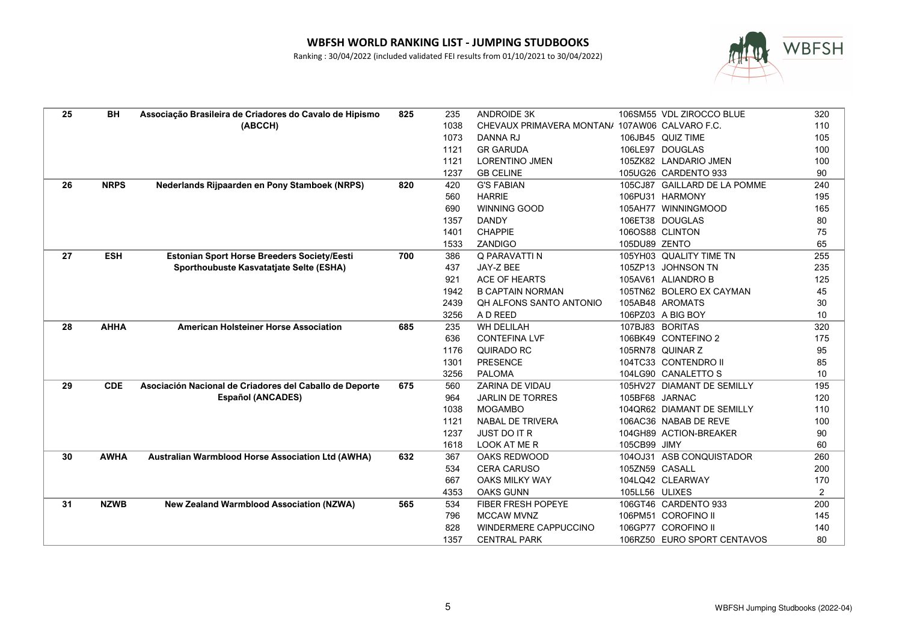# WBFSH WORLD RANKING LIST - JUMPING STUDBOOKS

Ranking : 30/04/2022 (included validated FEI results from 01/10/2021 to 30/04/2022)

| | | | | | | | |
|---|---|---|---|---|---|---|---|
| 25 | BH | Associação Brasileira de Criadores do Cavalo de Hipismo (ABCCH) | 825 | 235 | ANDROIDE 3K | 106SM55 VDL ZIROCCO BLUE | 320 |
| | | | | 1038 | CHEVAUX PRIMAVERA MONTANA | 107AW06 CALVARO F.C. | 110 |
| | | | | 1073 | DANNA RJ | 106JB45 QUIZ TIME | 105 |
| | | | | 1121 | GR GARUDA | 106LE97 DOUGLAS | 100 |
| | | | | 1121 | LORENTINO JMEN | 105ZK82 LANDARIO JMEN | 100 |
| | | | | 1237 | GB CELINE | 105UG26 CARDENTO 933 | 90 |
| 26 | NRPS | Nederlands Rijpaarden en Pony Stamboek (NRPS) | 820 | 420 | G'S FABIAN | 105CJ87 GAILLARD DE LA POMME | 240 |
| | | | | 560 | HARRIE | 106PU31 HARMONY | 195 |
| | | | | 690 | WINNING GOOD | 105AH77 WINNINGMOOD | 165 |
| | | | | 1357 | DANDY | 106ET38 DOUGLAS | 80 |
| | | | | 1401 | CHAPPIE | 106OS88 CLINTON | 75 |
| | | | | 1533 | ZANDIGO | 105DU89 ZENTO | 65 |
| 27 | ESH | Estonian Sport Horse Breeders Society/Eesti Sporthoubuste Kasvatatjate Selte (ESHA) | 700 | 386 | Q PARAVATTI N | 105YH03 QUALITY TIME TN | 255 |
| | | | | 437 | JAY-Z BEE | 105ZP13 JOHNSON TN | 235 |
| | | | | 921 | ACE OF HEARTS | 105AV61 ALIANDRO B | 125 |
| | | | | 1942 | B CAPTAIN NORMAN | 105TN62 BOLERO EX CAYMAN | 45 |
| | | | | 2439 | QH ALFONS SANTO ANTONIO | 105AB48 AROMATS | 30 |
| | | | | 3256 | A D REED | 106PZ03 A BIG BOY | 10 |
| 28 | AHHA | American Holsteiner Horse Association | 685 | 235 | WH DELILAH | 107BJ83 BORITAS | 320 |
| | | | | 636 | CONTEFINA LVF | 106BK49 CONTEFINO 2 | 175 |
| | | | | 1176 | QUIRADO RC | 105RN78 QUINAR Z | 95 |
| | | | | 1301 | PRESENCE | 104TC33 CONTENDRO II | 85 |
| | | | | 3256 | PALOMA | 104LG90 CANALETTO S | 10 |
| 29 | CDE | Asociación Nacional de Criadores del Caballo de Deporte Español (ANCADES) | 675 | 560 | ZARINA DE VIDAU | 105HV27 DIAMANT DE SEMILLY | 195 |
| | | | | 964 | JARLIN DE TORRES | 105BF68 JARNAC | 120 |
| | | | | 1038 | MOGAMBO | 104QR62 DIAMANT DE SEMILLY | 110 |
| | | | | 1121 | NABAL DE TRIVERA | 106AC36 NABAB DE REVE | 100 |
| | | | | 1237 | JUST DO IT R | 104GH89 ACTION-BREAKER | 90 |
| | | | | 1618 | LOOK AT ME R | 105CB99 JIMY | 60 |
| 30 | AWHA | Australian Warmblood Horse Association Ltd (AWHA) | 632 | 367 | OAKS REDWOOD | 104OJ31 ASB CONQUISTADOR | 260 |
| | | | | 534 | CERA CARUSO | 105ZN59 CASALL | 200 |
| | | | | 667 | OAKS MILKY WAY | 104LQ42 CLEARWAY | 170 |
| | | | | 4353 | OAKS GUNN | 105LL56 ULIXES | 2 |
| 31 | NZWB | New Zealand Warmblood Association (NZWA) | 565 | 534 | FIBER FRESH POPEYE | 106GT46 CARDENTO 933 | 200 |
| | | | | 796 | MCCAW MVNZ | 106PM51 COROFINO II | 145 |
| | | | | 828 | WINDERMERE CAPPUCCINO | 106GP77 COROFINO II | 140 |
| | | | | 1357 | CENTRAL PARK | 106RZ50 EURO SPORT CENTAVOS | 80 |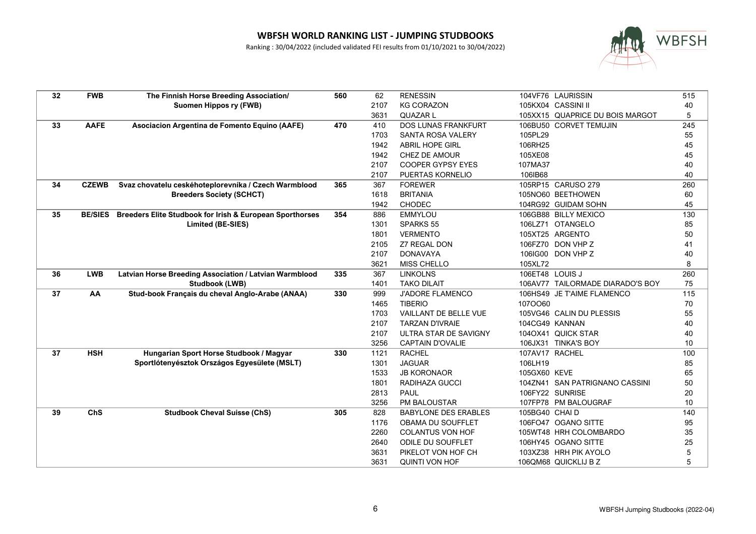# WBFSH WORLD RANKING LIST - JUMPING STUDBOOKS

Ranking : 30/04/2022 (included validated FEI results from 01/10/2021 to 30/04/2022)

| | | | | | | | | |
|---|---|---|---|---|---|---|---|---|
| **32** | **FWB** | **The Finnish Horse Breeding Association/ Suomen Hippos ry (FWB)** | **560** | 62 | RENESSIN | 104VF76 | LAURISSIN | 515 |
| | | | | 2107 | KG CORAZON | 105KX04 | CASSINI II | 40 |
| | | | | 3631 | QUAZAR L | 105XX15 | QUAPRICE DU BOIS MARGOT | 5 |
| **33** | **AAFE** | **Asociacion Argentina de Fomento Equino (AAFE)** | **470** | 410 | DOS LUNAS FRANKFURT | 106BU50 | CORVET TEMUJIN | 245 |
| | | | | 1703 | SANTA ROSA VALERY | 105PL29 | | 55 |
| | | | | 1942 | ABRIL HOPE GIRL | 106RH25 | | 45 |
| | | | | 1942 | CHEZ DE AMOUR | 105XE08 | | 45 |
| | | | | 2107 | COOPER GYPSY EYES | 107MA37 | | 40 |
| | | | | 2107 | PUERTAS KORNELIO | 106IB68 | | 40 |
| **34** | **CZEWB** | **Svaz chovatelu ceskéhoteplorevníka / Czech Warmblood Breeders Society (SCHCT)** | **365** | 367 | FOREWER | 105RP15 | CARUSO 279 | 260 |
| | | | | 1618 | BRITANIA | 105NO60 | BEETHOWEN | 60 |
| | | | | 1942 | CHODEC | 104RG92 | GUIDAM SOHN | 45 |
| **35** | **BE/SIES** | **Breeders Elite Studbook for Irish & European Sporthorses Limited (BE-SIES)** | **354** | 886 | EMMYLOU | 106GB88 | BILLY MEXICO | 130 |
| | | | | 1301 | SPARKS 55 | 106LZ71 | OTANGELO | 85 |
| | | | | 1801 | VERMENTO | 105XT25 | ARGENTO | 50 |
| | | | | 2105 | Z7 REGAL DON | 106FZ70 | DON VHP Z | 41 |
| | | | | 2107 | DONAVAYA | 106IG00 | DON VHP Z | 40 |
| | | | | 3621 | MISS CHELLO | 105XL72 | | 8 |
| **36** | **LWB** | **Latvian Horse Breeding Association / Latvian Warmblood Studbook (LWB)** | **335** | 367 | LINKOLNS | 106ET48 | LOUIS J | 260 |
| | | | | 1401 | TAKO DILAIT | 106AV77 | TAILORMADE DIARADO'S BOY | 75 |
| **37** | **AA** | **Stud-book Français du cheval Anglo-Arabe (ANAA)** | **330** | 999 | J'ADORE FLAMENCO | 106HS49 | JE T'AIME FLAMENCO | 115 |
| | | | | 1465 | TIBERIO | 107OO60 | | 70 |
| | | | | 1703 | VAILLANT DE BELLE VUE | 105VG46 | CALIN DU PLESSIS | 55 |
| | | | | 2107 | TARZAN D'IVRAIE | 104CG49 | KANNAN | 40 |
| | | | | 2107 | ULTRA STAR DE SAVIGNY | 104OX41 | QUICK STAR | 40 |
| | | | | 3256 | CAPTAIN D'OVALIE | 106JX31 | TINKA'S BOY | 10 |
| **37** | **HSH** | **Hungarian Sport Horse Studbook / Magyar Sportlótenyésztok Országos Egyesülete (MSLT)** | **330** | 1121 | RACHEL | 107AV17 | RACHEL | 100 |
| | | | | 1301 | JAGUAR | 106LH19 | | 85 |
| | | | | 1533 | JB KORONAOR | 105GX60 | KEVE | 65 |
| | | | | 1801 | RADIHAZA GUCCI | 104ZN41 | SAN PATRIGNANO CASSINI | 50 |
| | | | | 2813 | PAUL | 106FY22 | SUNRISE | 20 |
| | | | | 3256 | PM BALOUSTAR | 107FP78 | PM BALOUGRAF | 10 |
| **39** | **ChS** | **Studbook Cheval Suisse (ChS)** | **305** | 828 | BABYLONE DES ERABLES | 105BG40 | CHAI D | 140 |
| | | | | 1176 | OBAMA DU SOUFFLET | 106FO47 | OGANO SITTE | 95 |
| | | | | 2260 | COLANTUS VON HOF | 105WT48 | HRH COLOMBARDO | 35 |
| | | | | 2640 | ODILE DU SOUFFLET | 106HY45 | OGANO SITTE | 25 |
| | | | | 3631 | PIKELOT VON HOF CH | 103XZ38 | HRH PIK AYOLO | 5 |
| | | | | 3631 | QUINTI VON HOF | 106QM68 | QUICKLIJ B Z | 5 |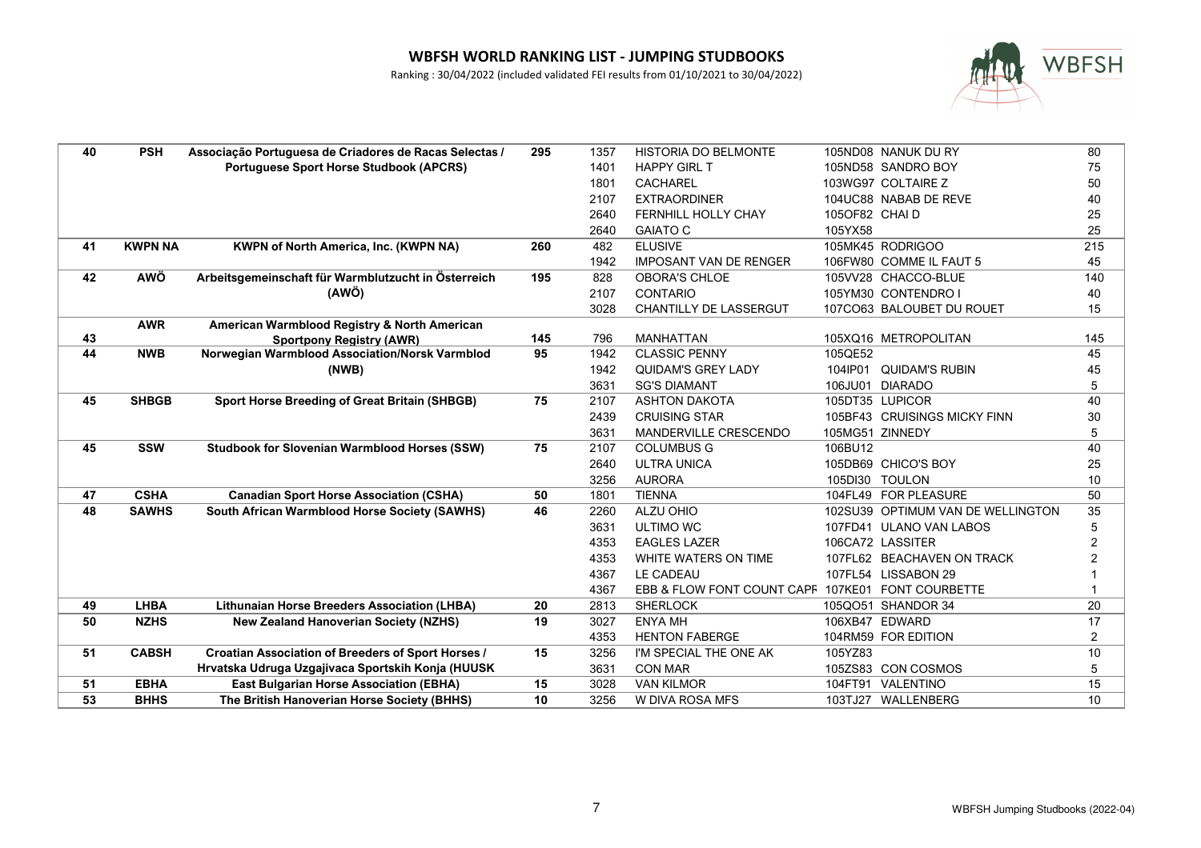# WBFSH WORLD RANKING LIST - JUMPING STUDBOOKS

Ranking : 30/04/2022 (included validated FEI results from 01/10/2021 to 30/04/2022)

| | | | | | | | | |
|---|---|---|---|---|---|---|---|---|
| **40** | **PSH** | **Associação Portuguesa de Criadores de Racas Selectas / Portuguese Sport Horse Studbook (APCRS)** | **295** | 1357 | HISTORIA DO BELMONTE | 105ND08 | NANUK DU RY | 80 |
| | | | | 1401 | HAPPY GIRL T | 105ND58 | SANDRO BOY | 75 |
| | | | | 1801 | CACHAREL | 103WG97 | COLTAIRE Z | 50 |
| | | | | 2107 | EXTRAORDINER | 104UC88 | NABAB DE REVE | 40 |
| | | | | 2640 | FERNHILL HOLLY CHAY | 105OF82 | CHAI D | 25 |
| | | | | 2640 | GAIATO C | 105YX58 | | 25 |
| **41** | **KWPN NA** | **KWPN of North America, Inc. (KWPN NA)** | **260** | 482 | ELUSIVE | 105MK45 | RODRIGOO | 215 |
| | | | | 1942 | IMPOSANT VAN DE RENGER | 106FW80 | COMME IL FAUT 5 | 45 |
| **42** | **AWÖ** | **Arbeitsgemeinschaft für Warmblutzucht in Österreich (AWÖ)** | **195** | 828 | OBORA'S CHLOE | 105VV28 | CHACCO-BLUE | 140 |
| | | | | 2107 | CONTARIO | 105YM30 | CONTENDRO I | 40 |
| | | | | 3028 | CHANTILLY DE LASSERGUT | 107CO63 | BALOUBET DU ROUET | 15 |
| **43** | **AWR** | **American Warmblood Registry & North American Sportpony Registry (AWR)** | **145** | 796 | MANHATTAN | 105XQ16 | METROPOLITAN | 145 |
| **44** | **NWB** | **Norwegian Warmblood Association/Norsk Varmblod (NWB)** | **95** | 1942 | CLASSIC PENNY | 105QE52 | | 45 |
| | | | | 1942 | QUIDAM'S GREY LADY | 104IP01 | QUIDAM'S RUBIN | 45 |
| | | | | 3631 | SG'S DIAMANT | 106JU01 | DIARADO | 5 |
| **45** | **SHBGB** | **Sport Horse Breeding of Great Britain (SHBGB)** | **75** | 2107 | ASHTON DAKOTA | 105DT35 | LUPICOR | 40 |
| | | | | 2439 | CRUISING STAR | 105BF43 | CRUISINGS MICKY FINN | 30 |
| | | | | 3631 | MANDERVILLE CRESCENDO | 105MG51 | ZINNEDY | 5 |
| **45** | **SSW** | **Studbook for Slovenian Warmblood Horses (SSW)** | **75** | 2107 | COLUMBUS G | 106BU12 | | 40 |
| | | | | 2640 | ULTRA UNICA | 105DB69 | CHICO'S BOY | 25 |
| | | | | 3256 | AURORA | 105DI30 | TOULON | 10 |
| **47** | **CSHA** | **Canadian Sport Horse Association (CSHA)** | **50** | 1801 | TIENNA | 104FL49 | FOR PLEASURE | 50 |
| **48** | **SAWHS** | **South African Warmblood Horse Society (SAWHS)** | **46** | 2260 | ALZU OHIO | 102SU39 | OPTIMUM VAN DE WELLINGTON | 35 |
| | | | | 3631 | ULTIMO WC | 107FD41 | ULANO VAN LABOS | 5 |
| | | | | 4353 | EAGLES LAZER | 106CA72 | LASSITER | 2 |
| | | | | 4353 | WHITE WATERS ON TIME | 107FL62 | BEACHAVEN ON TRACK | 2 |
| | | | | 4367 | LE CADEAU | 107FL54 | LISSABON 29 | 1 |
| | | | | 4367 | EBB & FLOW FONT COUNT CAPF | 107KE01 | FONT COURBETTE | 1 |
| **49** | **LHBA** | **Lithunaian Horse Breeders Association (LHBA)** | **20** | 2813 | SHERLOCK | 105QO51 | SHANDOR 34 | 20 |
| **50** | **NZHS** | **New Zealand Hanoverian Society (NZHS)** | **19** | 3027 | ENYA MH | 106XB47 | EDWARD | 17 |
| | | | | 4353 | HENTON FABERGE | 104RM59 | FOR EDITION | 2 |
| **51** | **CABSH** | **Croatian Association of Breeders of Sport Horses / Hrvatska Udruga Uzgajivaca Sportskih Konja (HUUSK** | **15** | 3256 | I'M SPECIAL THE ONE AK | 105YZ83 | | 10 |
| | | | | 3631 | CON MAR | 105ZS83 | CON COSMOS | 5 |
| **51** | **EBHA** | **East Bulgarian Horse Association (EBHA)** | **15** | 3028 | VAN KILMOR | 104FT91 | VALENTINO | 15 |
| **53** | **BHHS** | **The British Hanoverian Horse Society (BHHS)** | **10** | 3256 | W DIVA ROSA MFS | 103TJ27 | WALLENBERG | 10 |